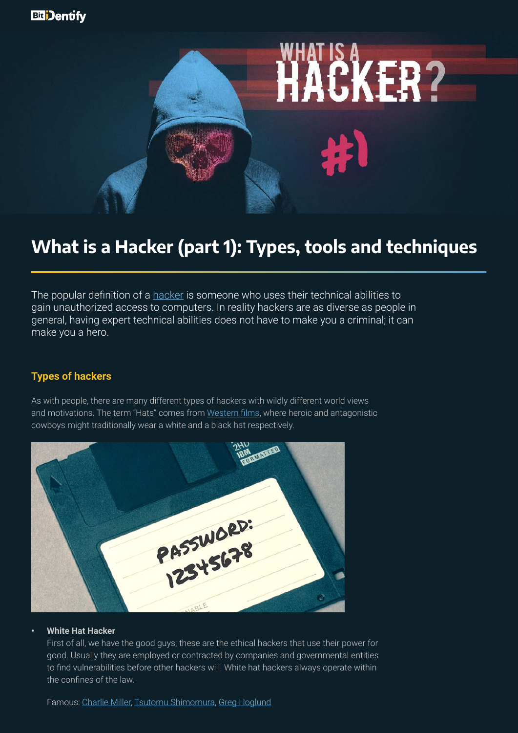# What is a Hacker (part 1): Types, tools and techniques

The popular definition of a hacker is someone who uses their technical abilities to gain unauthorized access to computers. In reality hackers are as diverse as people in general, having expert technical abilities does not have to make you a criminal; it can make you a hero.

## Types of hackers

As with people, there are many different types of hackers with wildly different world views and motivations. The term "Hats" comes from Western films, where heroic and antagonistic cowboys might traditionally wear a white and a black hat respectively.

- **White Hat Hacker**
  First of all, we have the good guys; these are the ethical hackers that use their power for good. Usually they are employed or contracted by companies and governmental entities to find vulnerabilities before other hackers will. White hat hackers always operate within the confines of the law.

  Famous: Charlie Miller, Tsutomu Shimomura, Greg Hoglund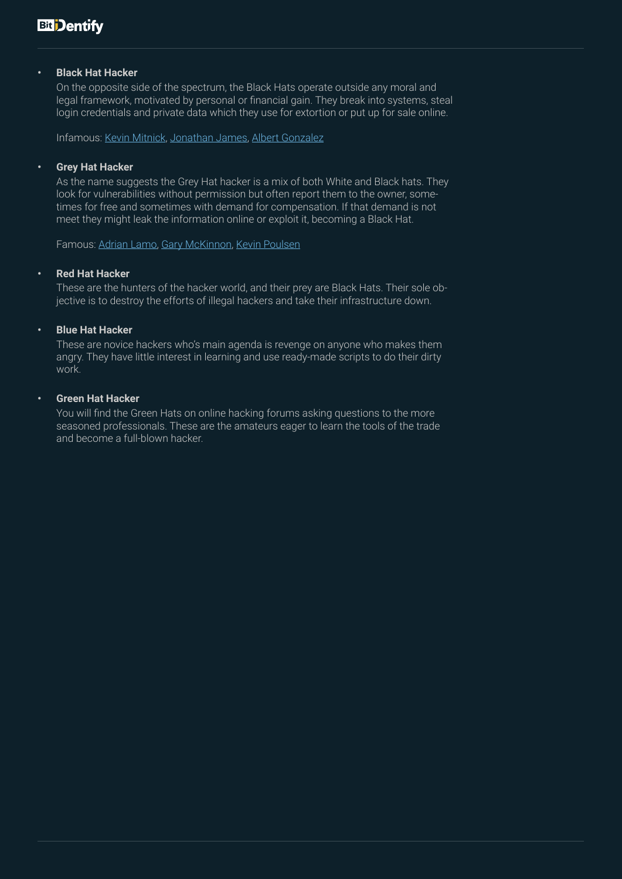- **Black Hat Hacker**

  On the opposite side of the spectrum, the Black Hats operate outside any moral and legal framework, motivated by personal or financial gain. They break into systems, steal login credentials and private data which they use for extortion or put up for sale online.

  Infamous: Kevin Mitnick, Jonathan James, Albert Gonzalez

- **Grey Hat Hacker**

  As the name suggests the Grey Hat hacker is a mix of both White and Black hats. They look for vulnerabilities without permission but often report them to the owner, sometimes for free and sometimes with demand for compensation. If that demand is not meet they might leak the information online or exploit it, becoming a Black Hat.

  Famous: Adrian Lamo, Gary McKinnon, Kevin Poulsen

- **Red Hat Hacker**

  These are the hunters of the hacker world, and their prey are Black Hats. Their sole objective is to destroy the efforts of illegal hackers and take their infrastructure down.

- **Blue Hat Hacker**

  These are novice hackers who's main agenda is revenge on anyone who makes them angry. They have little interest in learning and use ready-made scripts to do their dirty work.

- **Green Hat Hacker**

  You will find the Green Hats on online hacking forums asking questions to the more seasoned professionals. These are the amateurs eager to learn the tools of the trade and become a full-blown hacker.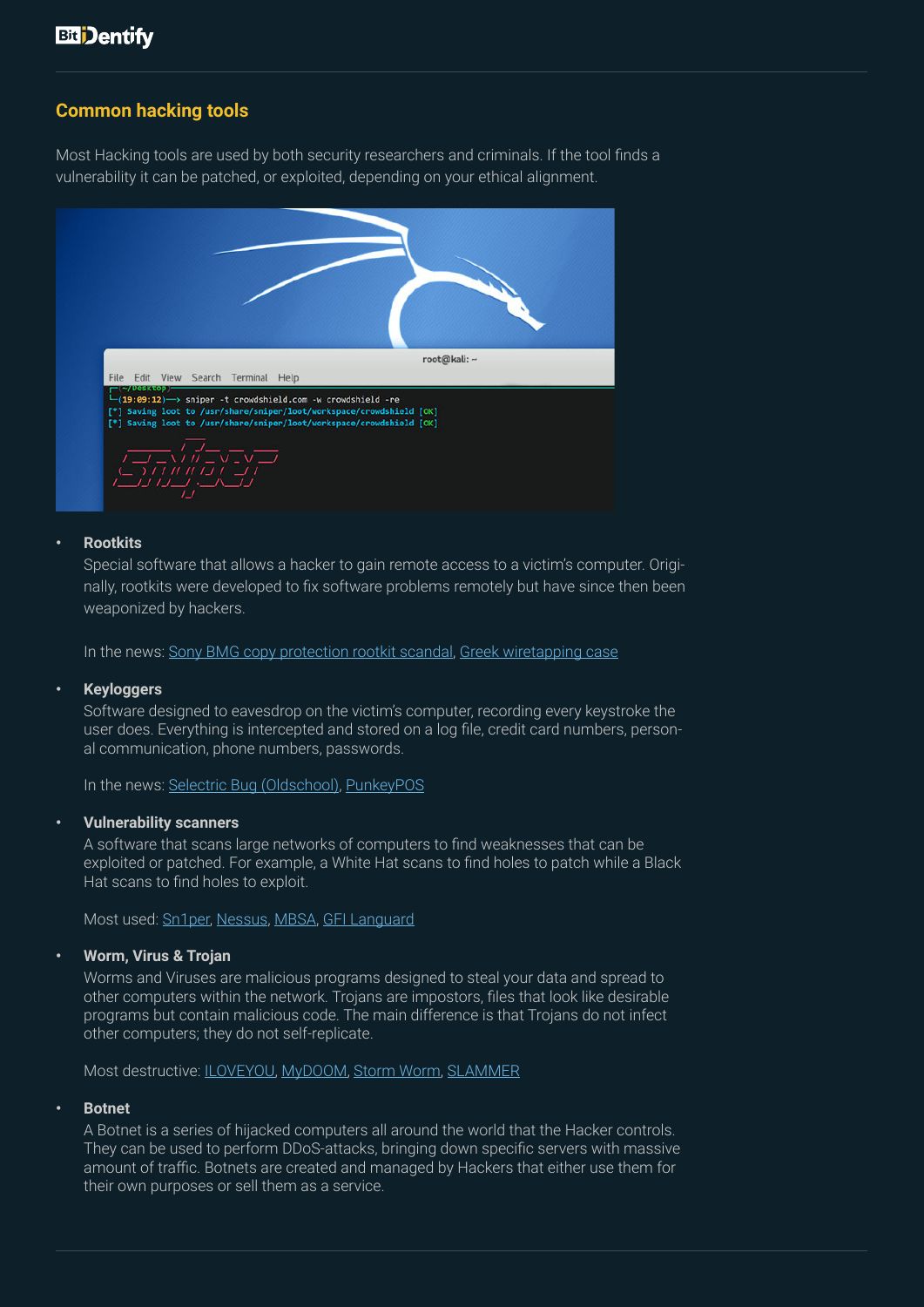## Common hacking tools

Most Hacking tools are used by both security researchers and criminals. If the tool finds a vulnerability it can be patched, or exploited, depending on your ethical alignment.

- **Rootkits**
  Special software that allows a hacker to gain remote access to a victim's computer. Originally, rootkits were developed to fix software problems remotely but have since then been weaponized by hackers.

  In the news: Sony BMG copy protection rootkit scandal, Greek wiretapping case

- **Keyloggers**
  Software designed to eavesdrop on the victim's computer, recording every keystroke the user does. Everything is intercepted and stored on a log file, credit card numbers, personal communication, phone numbers, passwords.

  In the news: Selectric Bug (Oldschool), PunkeyPOS

- **Vulnerability scanners**
  A software that scans large networks of computers to find weaknesses that can be exploited or patched. For example, a White Hat scans to find holes to patch while a Black Hat scans to find holes to exploit.

  Most used: Sn1per, Nessus, MBSA, GFI Languard

- **Worm, Virus & Trojan**
  Worms and Viruses are malicious programs designed to steal your data and spread to other computers within the network. Trojans are impostors, files that look like desirable programs but contain malicious code. The main difference is that Trojans do not infect other computers; they do not self-replicate.

  Most destructive: ILOVEYOU, MyDOOM, Storm Worm, SLAMMER

- **Botnet**
  A Botnet is a series of hijacked computers all around the world that the Hacker controls. They can be used to perform DDoS-attacks, bringing down specific servers with massive amount of traffic. Botnets are created and managed by Hackers that either use them for their own purposes or sell them as a service.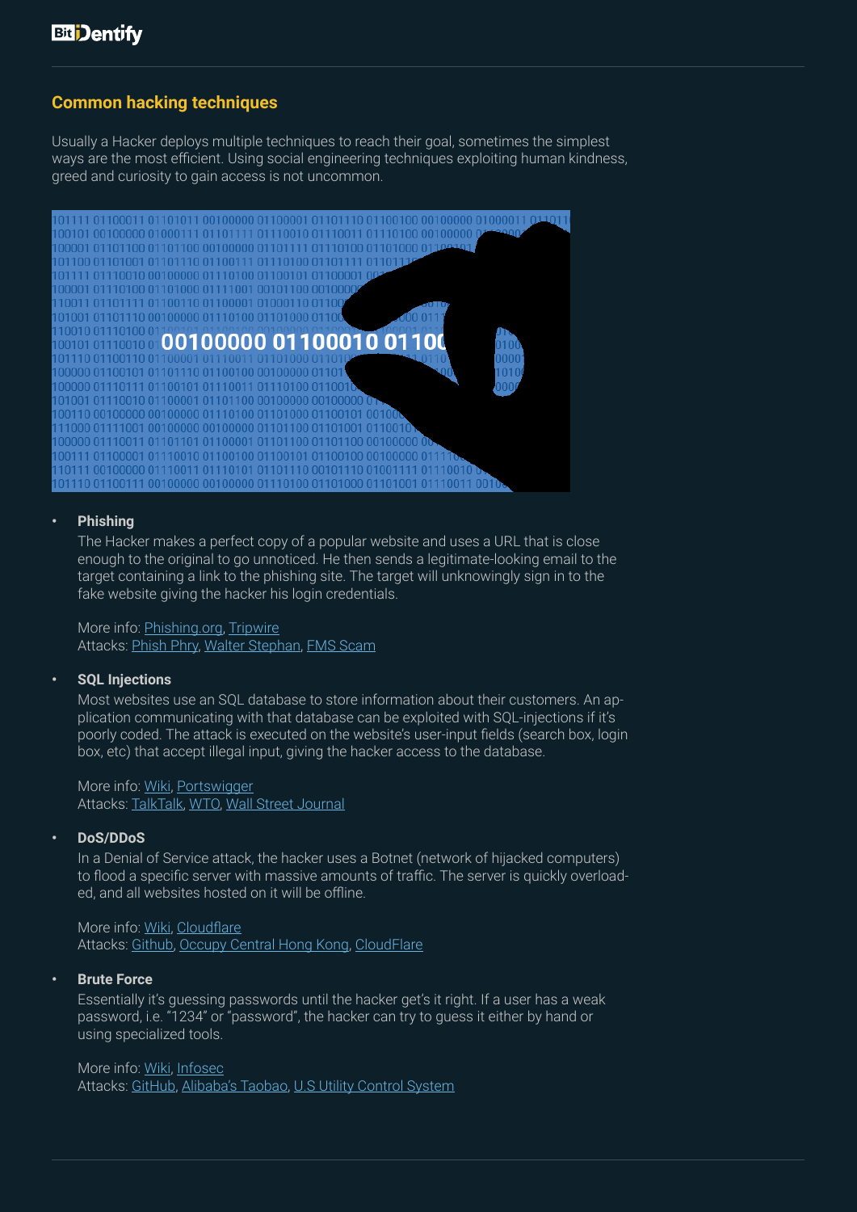## Common hacking techniques

Usually a Hacker deploys multiple techniques to reach their goal, sometimes the simplest ways are the most efficient. Using social engineering techniques exploiting human kindness, greed and curiosity to gain access is not uncommon.

- **Phishing**

  The Hacker makes a perfect copy of a popular website and uses a URL that is close enough to the original to go unnoticed. He then sends a legitimate-looking email to the target containing a link to the phishing site. The target will unknowingly sign in to the fake website giving the hacker his login credentials.

  More info: Phishing.org, Tripwire
  Attacks: Phish Phry, Walter Stephan, FMS Scam

- **SQL Injections**

  Most websites use an SQL database to store information about their customers. An application communicating with that database can be exploited with SQL-injections if it's poorly coded. The attack is executed on the website's user-input fields (search box, login box, etc) that accept illegal input, giving the hacker access to the database.

  More info: Wiki, Portswigger
  Attacks: TalkTalk, WTO, Wall Street Journal

- **DoS/DDoS**

  In a Denial of Service attack, the hacker uses a Botnet (network of hijacked computers) to flood a specific server with massive amounts of traffic. The server is quickly overloaded, and all websites hosted on it will be offline.

  More info: Wiki, Cloudflare
  Attacks: Github, Occupy Central Hong Kong, CloudFlare

- **Brute Force**

  Essentially it's guessing passwords until the hacker get's it right. If a user has a weak password, i.e. "1234" or "password", the hacker can try to guess it either by hand or using specialized tools.

  More info: Wiki, Infosec
  Attacks: GitHub, Alibaba's Taobao, U.S Utility Control System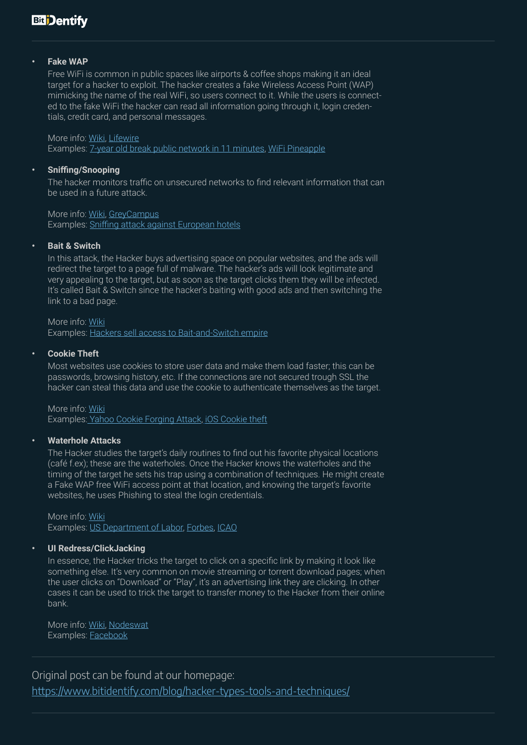- **Fake WAP**
  Free WiFi is common in public spaces like airports & coffee shops making it an ideal target for a hacker to exploit. The hacker creates a fake Wireless Access Point (WAP) mimicking the name of the real WiFi, so users connect to it. While the users is connected to the fake WiFi the hacker can read all information going through it, login credentials, credit card, and personal messages.

  More info: Wiki, Lifewire
  Examples: 7-year old break public network in 11 minutes, WiFi Pineapple

- **Sniffing/Snooping**
  The hacker monitors traffic on unsecured networks to find relevant information that can be used in a future attack.

  More info: Wiki, GreyCampus
  Examples: Sniffing attack against European hotels

- **Bait & Switch**
  In this attack, the Hacker buys advertising space on popular websites, and the ads will redirect the target to a page full of malware. The hacker's ads will look legitimate and very appealing to the target, but as soon as the target clicks them they will be infected. It's called Bait & Switch since the hacker's baiting with good ads and then switching the link to a bad page.

  More info: Wiki
  Examples: Hackers sell access to Bait-and-Switch empire

- **Cookie Theft**
  Most websites use cookies to store user data and make them load faster; this can be passwords, browsing history, etc. If the connections are not secured trough SSL the hacker can steal this data and use the cookie to authenticate themselves as the target.

  More info: Wiki
  Examples: Yahoo Cookie Forging Attack, iOS Cookie theft

- **Waterhole Attacks**
  The Hacker studies the target's daily routines to find out his favorite physical locations (café f.ex); these are the waterholes. Once the Hacker knows the waterholes and the timing of the target he sets his trap using a combination of techniques. He might create a Fake WAP free WiFi access point at that location, and knowing the target's favorite websites, he uses Phishing to steal the login credentials.

  More info: Wiki
  Examples: US Department of Labor, Forbes, ICAO

- **UI Redress/ClickJacking**
  In essence, the Hacker tricks the target to click on a specific link by making it look like something else. It's very common on movie streaming or torrent download pages; when the user clicks on "Download" or "Play", it's an advertising link they are clicking. In other cases it can be used to trick the target to transfer money to the Hacker from their online bank.

  More info: Wiki, Nodeswat
  Examples: Facebook

---

Original post can be found at our homepage:
https://www.bitidentify.com/blog/hacker-types-tools-and-techniques/